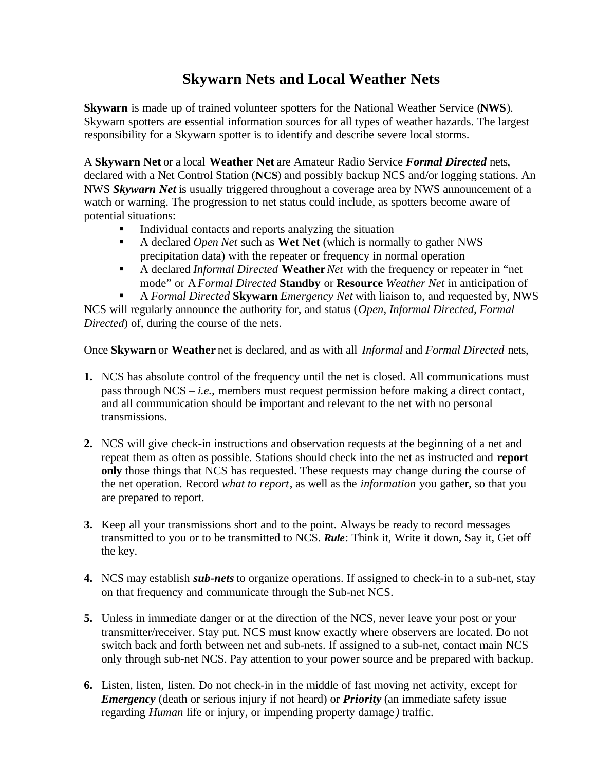# Skywarn Nets and Local Weather Nets

**Skywarn** is made up of trained volunteer spotters for the National Weather Service (**NWS**). Skywarn spotters are essential information sources for all types of weather hazards. The largest responsibility for a Skywarn spotter is to identify and describe severe local storms.

A **Skywarn Net** or a local **Weather Net** are Amateur Radio Service ***Formal Directed*** nets, declared with a Net Control Station (**NCS**) and possibly backup NCS and/or logging stations. An NWS ***Skywarn Net*** is usually triggered throughout a coverage area by NWS announcement of a watch or warning. The progression to net status could include, as spotters become aware of potential situations:

- Individual contacts and reports analyzing the situation
- A declared *Open Net* such as **Wet Net** (which is normally to gather NWS precipitation data) with the repeater or frequency in normal operation
- A declared *Informal Directed* **Weather** *Net* with the frequency or repeater in "net mode" or A *Formal Directed* **Standby** or **Resource** *Weather Net* in anticipation of
- A *Formal Directed* **Skywarn** *Emergency Net* with liaison to, and requested by, NWS

NCS will regularly announce the authority for, and status (*Open, Informal Directed, Formal Directed*) of, during the course of the nets.

Once **Skywarn** or **Weather** net is declared, and as with all *Informal* and *Formal Directed* nets,

1. NCS has absolute control of the frequency until the net is closed. All communications must pass through NCS – *i.e.,* members must request permission before making a direct contact, and all communication should be important and relevant to the net with no personal transmissions.

2. NCS will give check-in instructions and observation requests at the beginning of a net and repeat them as often as possible. Stations should check into the net as instructed and **report only** those things that NCS has requested. These requests may change during the course of the net operation. Record *what to report*, as well as the *information* you gather, so that you are prepared to report.

3. Keep all your transmissions short and to the point. Always be ready to record messages transmitted to you or to be transmitted to NCS. ***Rule***: Think it, Write it down, Say it, Get off the key.

4. NCS may establish ***sub-nets*** to organize operations. If assigned to check-in to a sub-net, stay on that frequency and communicate through the Sub-net NCS.

5. Unless in immediate danger or at the direction of the NCS, never leave your post or your transmitter/receiver. Stay put. NCS must know exactly where observers are located. Do not switch back and forth between net and sub-nets. If assigned to a sub-net, contact main NCS only through sub-net NCS. Pay attention to your power source and be prepared with backup.

6. Listen, listen, listen. Do not check-in in the middle of fast moving net activity, except for ***Emergency*** (death or serious injury if not heard) or ***Priority*** (an immediate safety issue regarding *Human* life or injury, or impending property damage*)* traffic.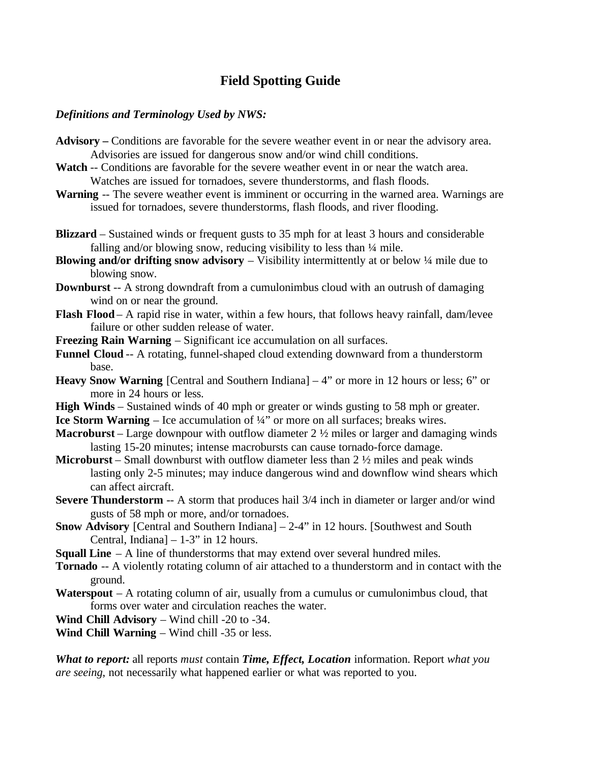# Field Spotting Guide

***Definitions and Terminology Used by NWS:***

**Advisory –** Conditions are favorable for the severe weather event in or near the advisory area. Advisories are issued for dangerous snow and/or wind chill conditions.

**Watch** -- Conditions are favorable for the severe weather event in or near the watch area. Watches are issued for tornadoes, severe thunderstorms, and flash floods.

**Warning** -- The severe weather event is imminent or occurring in the warned area. Warnings are issued for tornadoes, severe thunderstorms, flash floods, and river flooding.

**Blizzard** – Sustained winds or frequent gusts to 35 mph for at least 3 hours and considerable falling and/or blowing snow, reducing visibility to less than ¼ mile.

**Blowing and/or drifting snow advisory** – Visibility intermittently at or below ¼ mile due to blowing snow.

**Downburst** -- A strong downdraft from a cumulonimbus cloud with an outrush of damaging wind on or near the ground.

**Flash Flood** – A rapid rise in water, within a few hours, that follows heavy rainfall, dam/levee failure or other sudden release of water.

**Freezing Rain Warning** – Significant ice accumulation on all surfaces.

**Funnel Cloud** -- A rotating, funnel-shaped cloud extending downward from a thunderstorm base.

**Heavy Snow Warning** [Central and Southern Indiana] – 4" or more in 12 hours or less; 6" or more in 24 hours or less.

**High Winds** – Sustained winds of 40 mph or greater or winds gusting to 58 mph or greater.

**Ice Storm Warning** – Ice accumulation of ¼" or more on all surfaces; breaks wires.

**Macroburst** – Large downpour with outflow diameter 2 ½ miles or larger and damaging winds lasting 15-20 minutes; intense macrobursts can cause tornado-force damage.

**Microburst** – Small downburst with outflow diameter less than 2 ½ miles and peak winds lasting only 2-5 minutes; may induce dangerous wind and downflow wind shears which can affect aircraft.

**Severe Thunderstorm** -- A storm that produces hail 3/4 inch in diameter or larger and/or wind gusts of 58 mph or more, and/or tornadoes.

**Snow Advisory** [Central and Southern Indiana] – 2-4" in 12 hours. [Southwest and South Central, Indiana] – 1-3" in 12 hours.

**Squall Line** – A line of thunderstorms that may extend over several hundred miles.

**Tornado** -- A violently rotating column of air attached to a thunderstorm and in contact with the ground.

**Waterspout** – A rotating column of air, usually from a cumulus or cumulonimbus cloud, that forms over water and circulation reaches the water.

**Wind Chill Advisory** – Wind chill -20 to -34.

**Wind Chill Warning** – Wind chill -35 or less.

***What to report:*** all reports *must* contain ***Time, Effect, Location*** information. Report *what you are seeing*, not necessarily what happened earlier or what was reported to you.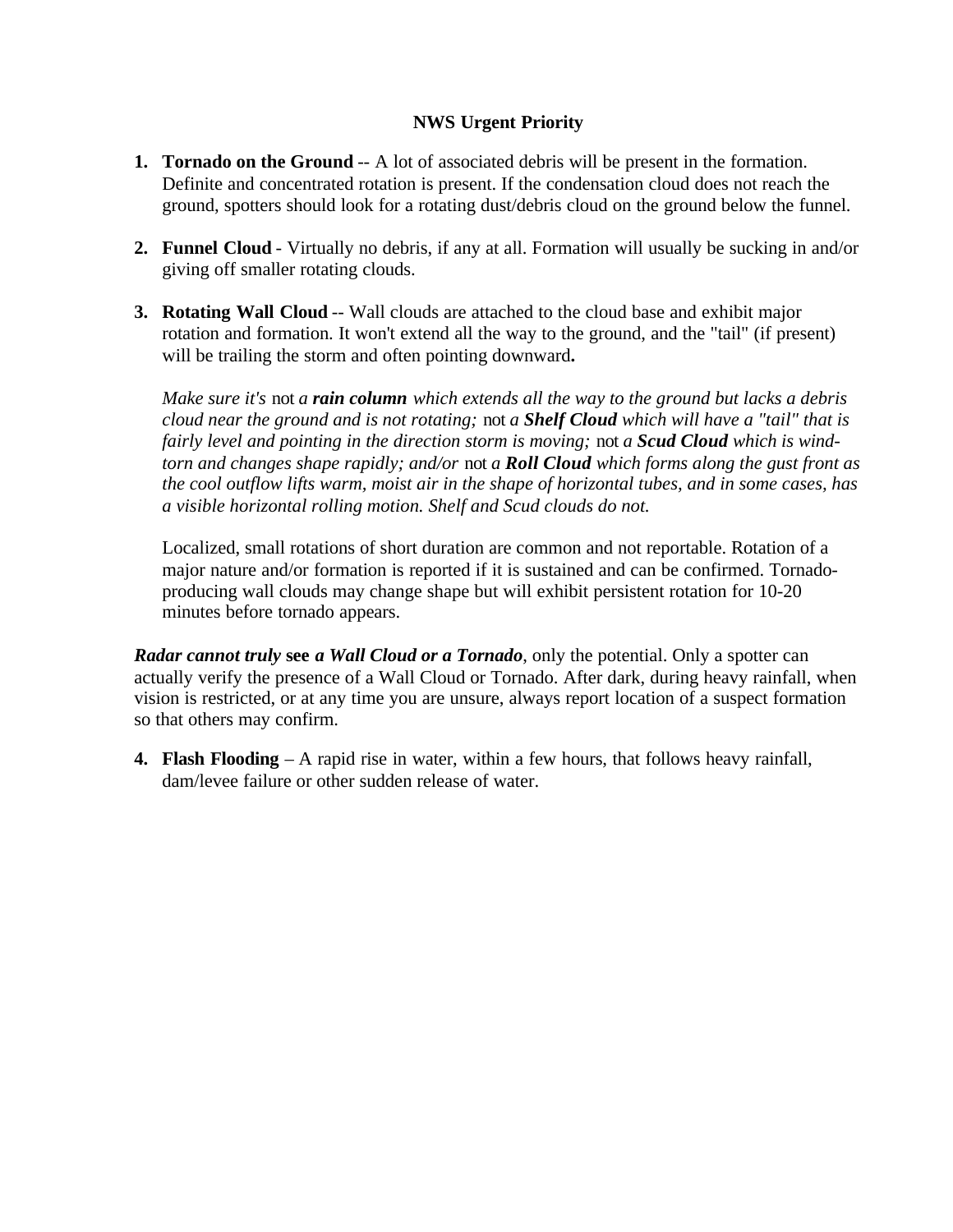**NWS Urgent Priority**

1. **Tornado on the Ground** -- A lot of associated debris will be present in the formation. Definite and concentrated rotation is present. If the condensation cloud does not reach the ground, spotters should look for a rotating dust/debris cloud on the ground below the funnel.

2. **Funnel Cloud** - Virtually no debris, if any at all. Formation will usually be sucking in and/or giving off smaller rotating clouds.

3. **Rotating Wall Cloud** -- Wall clouds are attached to the cloud base and exhibit major rotation and formation. It won't extend all the way to the ground, and the "tail" (if present) will be trailing the storm and often pointing downward**.**

   *Make sure it's* not *a* ***rain column*** *which extends all the way to the ground but lacks a debris cloud near the ground and is not rotating;* not *a* ***Shelf Cloud*** *which will have a "tail" that is fairly level and pointing in the direction storm is moving;* not *a* ***Scud Cloud*** *which is wind-torn and changes shape rapidly; and/or* not *a* ***Roll Cloud*** *which forms along the gust front as the cool outflow lifts warm, moist air in the shape of horizontal tubes, and in some cases, has a visible horizontal rolling motion. Shelf and Scud clouds do not.*

   Localized, small rotations of short duration are common and not reportable. Rotation of a major nature and/or formation is reported if it is sustained and can be confirmed. Tornado-producing wall clouds may change shape but will exhibit persistent rotation for 10-20 minutes before tornado appears.

***Radar cannot truly*** **see** ***a Wall Cloud or a Tornado***, only the potential. Only a spotter can actually verify the presence of a Wall Cloud or Tornado. After dark, during heavy rainfall, when vision is restricted, or at any time you are unsure, always report location of a suspect formation so that others may confirm.

4. **Flash Flooding** – A rapid rise in water, within a few hours, that follows heavy rainfall, dam/levee failure or other sudden release of water.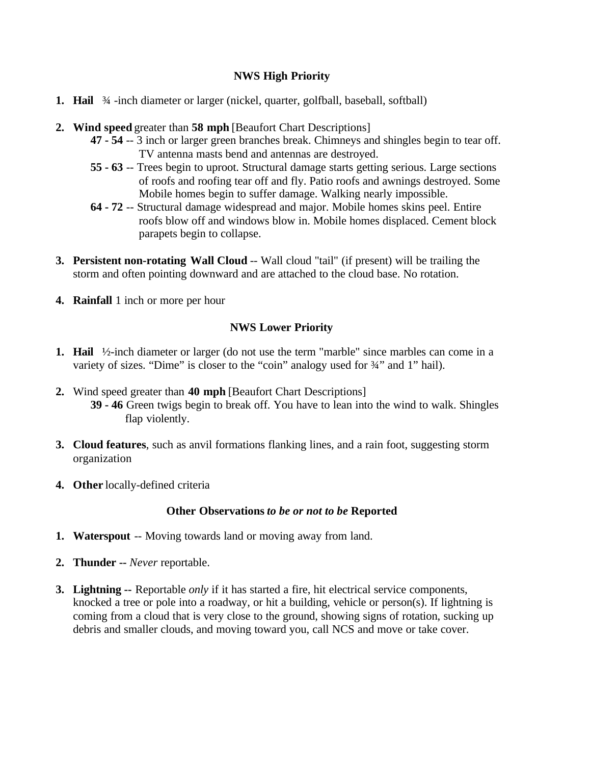## NWS High Priority

1. **Hail** ¾ -inch diameter or larger (nickel, quarter, golfball, baseball, softball)

2. **Wind speed** greater than **58 mph** [Beaufort Chart Descriptions]
   - **47 - 54** -- 3 inch or larger green branches break. Chimneys and shingles begin to tear off. TV antenna masts bend and antennas are destroyed.
   - **55 - 63** -- Trees begin to uproot. Structural damage starts getting serious. Large sections of roofs and roofing tear off and fly. Patio roofs and awnings destroyed. Some Mobile homes begin to suffer damage. Walking nearly impossible.
   - **64 - 72** -- Structural damage widespread and major. Mobile homes skins peel. Entire roofs blow off and windows blow in. Mobile homes displaced. Cement block parapets begin to collapse.

3. **Persistent non-rotating Wall Cloud** -- Wall cloud "tail" (if present) will be trailing the storm and often pointing downward and are attached to the cloud base. No rotation.

4. **Rainfall** 1 inch or more per hour

## NWS Lower Priority

1. **Hail** ½-inch diameter or larger (do not use the term "marble" since marbles can come in a variety of sizes. “Dime” is closer to the “coin” analogy used for ¾” and 1” hail).

2. Wind speed greater than **40 mph** [Beaufort Chart Descriptions]
   - **39 - 46** Green twigs begin to break off. You have to lean into the wind to walk. Shingles flap violently.

3. **Cloud features**, such as anvil formations flanking lines, and a rain foot, suggesting storm organization

4. **Other** locally-defined criteria

## Other Observations *to be or not to be* Reported

1. **Waterspout** -- Moving towards land or moving away from land.

2. **Thunder --** *Never* reportable.

3. **Lightning --** Reportable *only* if it has started a fire, hit electrical service components, knocked a tree or pole into a roadway, or hit a building, vehicle or person(s). If lightning is coming from a cloud that is very close to the ground, showing signs of rotation, sucking up debris and smaller clouds, and moving toward you, call NCS and move or take cover.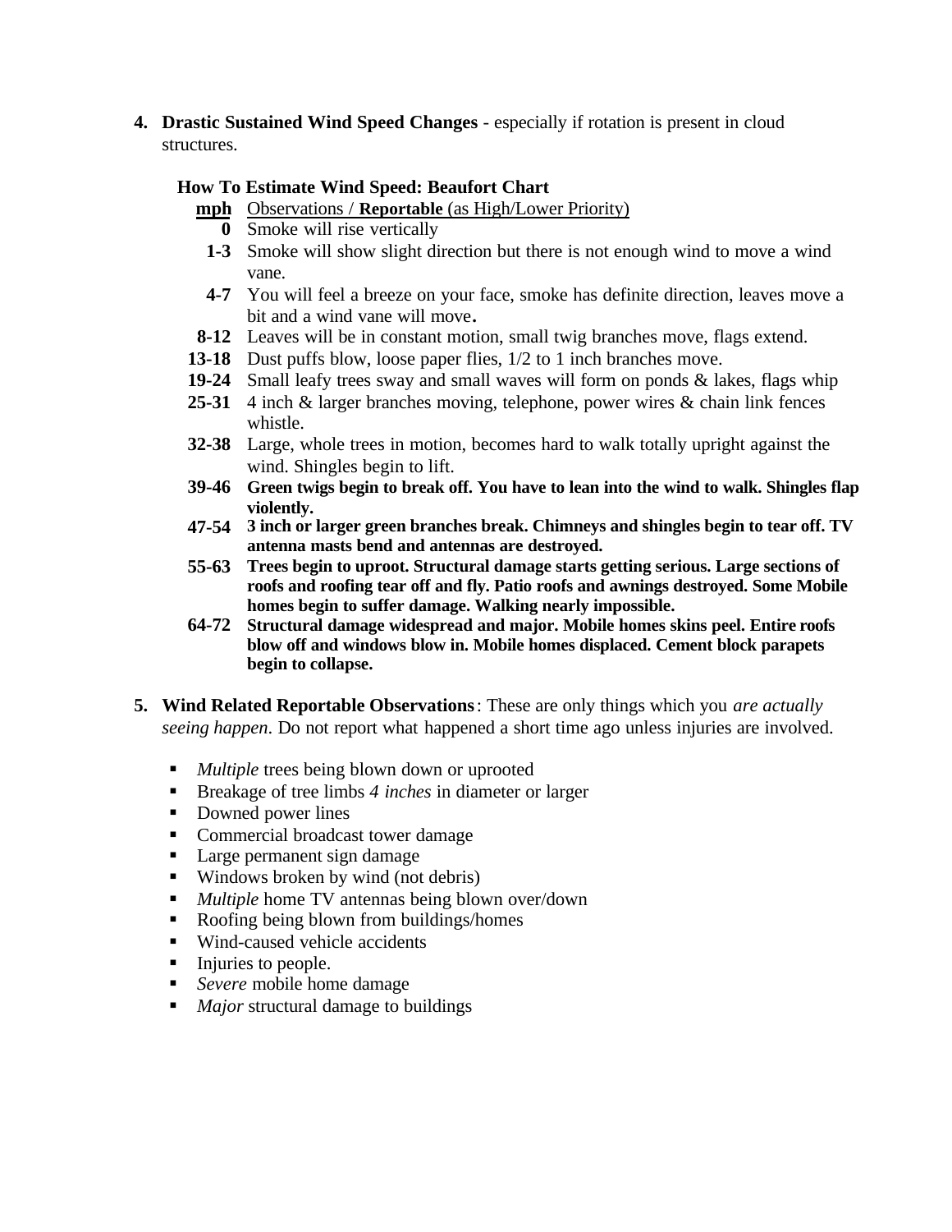4. **Drastic Sustained Wind Speed Changes** - especially if rotation is present in cloud structures.

   **How To Estimate Wind Speed: Beaufort Chart**

| mph | Observations / **Reportable** (as High/Lower Priority) |
|---|---|
| **0** | Smoke will rise vertically |
| **1-3** | Smoke will show slight direction but there is not enough wind to move a wind vane. |
| **4-7** | You will feel a breeze on your face, smoke has definite direction, leaves move a bit and a wind vane will move. |
| **8-12** | Leaves will be in constant motion, small twig branches move, flags extend. |
| **13-18** | Dust puffs blow, loose paper flies, 1/2 to 1 inch branches move. |
| **19-24** | Small leafy trees sway and small waves will form on ponds & lakes, flags whip |
| **25-31** | 4 inch & larger branches moving, telephone, power wires & chain link fences whistle. |
| **32-38** | Large, whole trees in motion, becomes hard to walk totally upright against the wind. Shingles begin to lift. |
| **39-46** | **Green twigs begin to break off. You have to lean into the wind to walk. Shingles flap violently.** |
| **47-54** | **3 inch or larger green branches break. Chimneys and shingles begin to tear off. TV antenna masts bend and antennas are destroyed.** |
| **55-63** | **Trees begin to uproot. Structural damage starts getting serious. Large sections of roofs and roofing tear off and fly. Patio roofs and awnings destroyed. Some Mobile homes begin to suffer damage. Walking nearly impossible.** |
| **64-72** | **Structural damage widespread and major. Mobile homes skins peel. Entire roofs blow off and windows blow in. Mobile homes displaced. Cement block parapets begin to collapse.** |

5. **Wind Related Reportable Observations**: These are only things which you *are actually seeing happen*. Do not report what happened a short time ago unless injuries are involved.

   - *Multiple* trees being blown down or uprooted
   - Breakage of tree limbs *4 inches* in diameter or larger
   - Downed power lines
   - Commercial broadcast tower damage
   - Large permanent sign damage
   - Windows broken by wind (not debris)
   - *Multiple* home TV antennas being blown over/down
   - Roofing being blown from buildings/homes
   - Wind-caused vehicle accidents
   - Injuries to people.
   - *Severe* mobile home damage
   - *Major* structural damage to buildings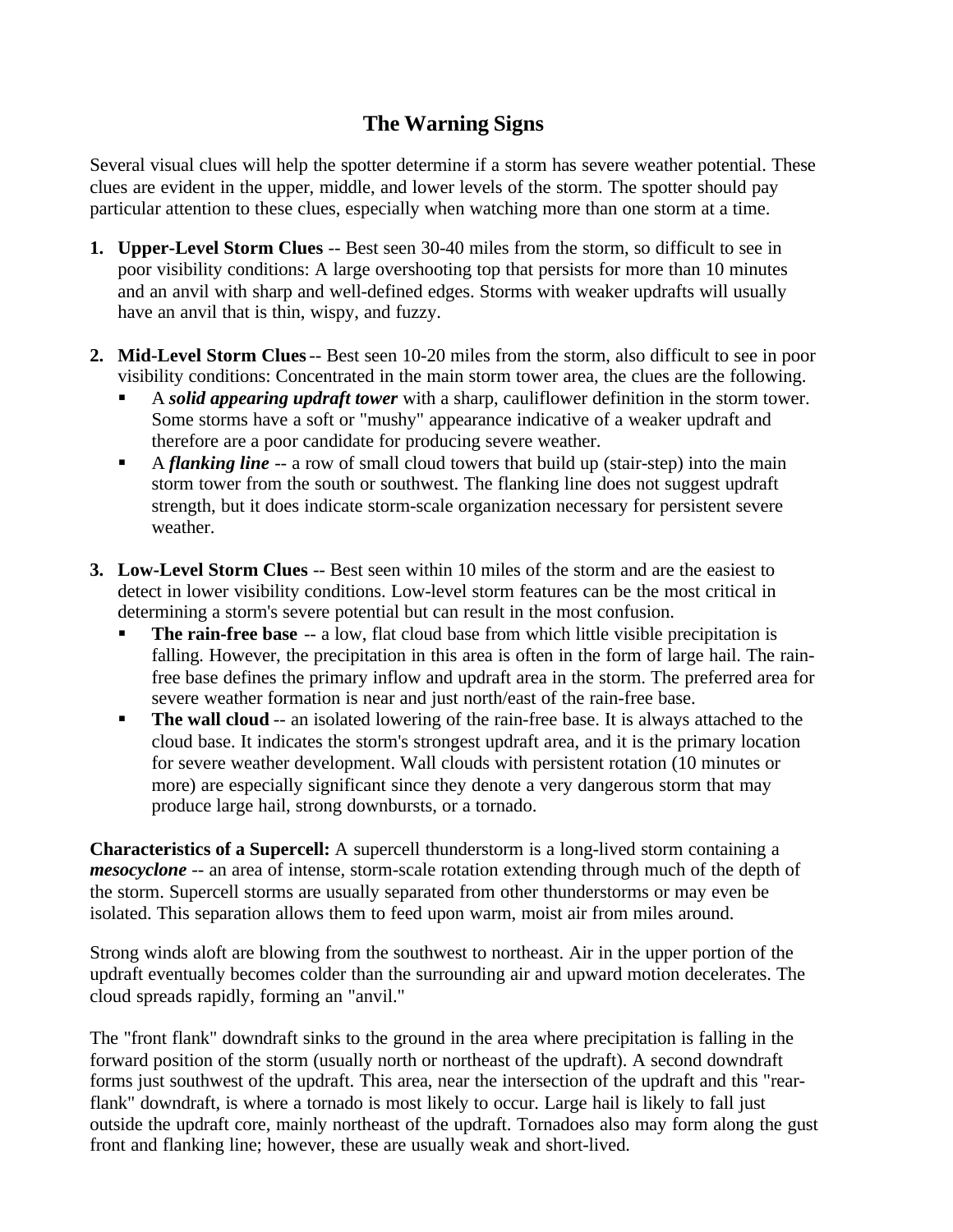# The Warning Signs

Several visual clues will help the spotter determine if a storm has severe weather potential. These clues are evident in the upper, middle, and lower levels of the storm. The spotter should pay particular attention to these clues, especially when watching more than one storm at a time.

1. **Upper-Level Storm Clues** -- Best seen 30-40 miles from the storm, so difficult to see in poor visibility conditions: A large overshooting top that persists for more than 10 minutes and an anvil with sharp and well-defined edges. Storms with weaker updrafts will usually have an anvil that is thin, wispy, and fuzzy.

2. **Mid-Level Storm Clues** -- Best seen 10-20 miles from the storm, also difficult to see in poor visibility conditions: Concentrated in the main storm tower area, the clues are the following.
   - A ***solid appearing updraft tower*** with a sharp, cauliflower definition in the storm tower. Some storms have a soft or "mushy" appearance indicative of a weaker updraft and therefore are a poor candidate for producing severe weather.
   - A ***flanking line*** -- a row of small cloud towers that build up (stair-step) into the main storm tower from the south or southwest. The flanking line does not suggest updraft strength, but it does indicate storm-scale organization necessary for persistent severe weather.

3. **Low-Level Storm Clues** -- Best seen within 10 miles of the storm and are the easiest to detect in lower visibility conditions. Low-level storm features can be the most critical in determining a storm's severe potential but can result in the most confusion.
   - **The rain-free base** -- a low, flat cloud base from which little visible precipitation is falling. However, the precipitation in this area is often in the form of large hail. The rain-free base defines the primary inflow and updraft area in the storm. The preferred area for severe weather formation is near and just north/east of the rain-free base.
   - **The wall cloud** -- an isolated lowering of the rain-free base. It is always attached to the cloud base. It indicates the storm's strongest updraft area, and it is the primary location for severe weather development. Wall clouds with persistent rotation (10 minutes or more) are especially significant since they denote a very dangerous storm that may produce large hail, strong downbursts, or a tornado.

**Characteristics of a Supercell:** A supercell thunderstorm is a long-lived storm containing a ***mesocyclone*** -- an area of intense, storm-scale rotation extending through much of the depth of the storm. Supercell storms are usually separated from other thunderstorms or may even be isolated. This separation allows them to feed upon warm, moist air from miles around.

Strong winds aloft are blowing from the southwest to northeast. Air in the upper portion of the updraft eventually becomes colder than the surrounding air and upward motion decelerates. The cloud spreads rapidly, forming an "anvil."

The "front flank" downdraft sinks to the ground in the area where precipitation is falling in the forward position of the storm (usually north or northeast of the updraft). A second downdraft forms just southwest of the updraft. This area, near the intersection of the updraft and this "rear-flank" downdraft, is where a tornado is most likely to occur. Large hail is likely to fall just outside the updraft core, mainly northeast of the updraft. Tornadoes also may form along the gust front and flanking line; however, these are usually weak and short-lived.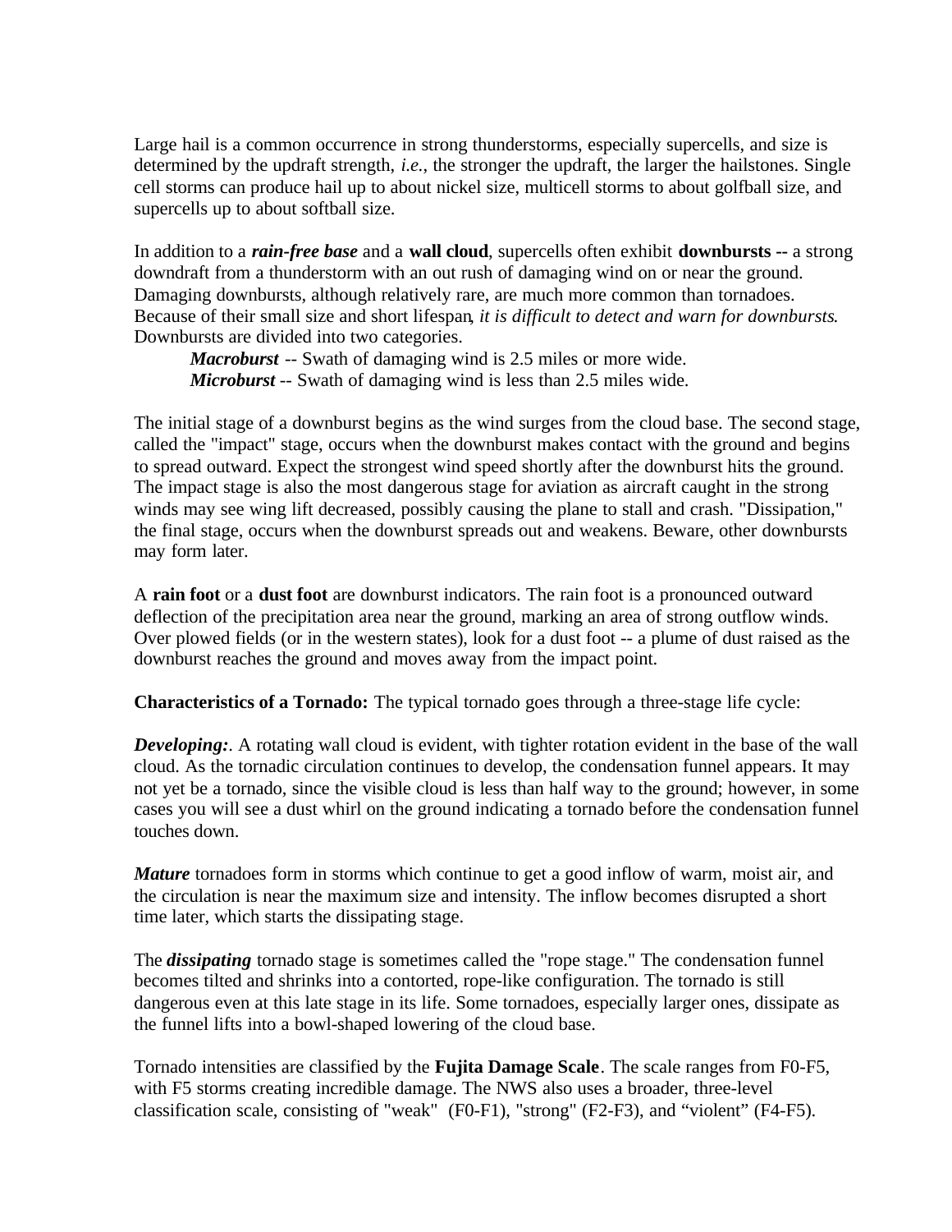Large hail is a common occurrence in strong thunderstorms, especially supercells, and size is determined by the updraft strength, *i.e.*, the stronger the updraft, the larger the hailstones. Single cell storms can produce hail up to about nickel size, multicell storms to about golfball size, and supercells up to about softball size.

In addition to a ***rain-free base*** and a **wall cloud**, supercells often exhibit **downbursts --** a strong downdraft from a thunderstorm with an out rush of damaging wind on or near the ground. Damaging downbursts, although relatively rare, are much more common than tornadoes. Because of their small size and short lifespan, *it is difficult to detect and warn for downbursts*. Downbursts are divided into two categories.

> ***Macroburst*** -- Swath of damaging wind is 2.5 miles or more wide.
> ***Microburst*** -- Swath of damaging wind is less than 2.5 miles wide.

The initial stage of a downburst begins as the wind surges from the cloud base. The second stage, called the "impact" stage, occurs when the downburst makes contact with the ground and begins to spread outward. Expect the strongest wind speed shortly after the downburst hits the ground. The impact stage is also the most dangerous stage for aviation as aircraft caught in the strong winds may see wing lift decreased, possibly causing the plane to stall and crash. "Dissipation," the final stage, occurs when the downburst spreads out and weakens. Beware, other downbursts may form later.

A **rain foot** or a **dust foot** are downburst indicators. The rain foot is a pronounced outward deflection of the precipitation area near the ground, marking an area of strong outflow winds. Over plowed fields (or in the western states), look for a dust foot -- a plume of dust raised as the downburst reaches the ground and moves away from the impact point.

**Characteristics of a Tornado:** The typical tornado goes through a three-stage life cycle:

***Developing:***. A rotating wall cloud is evident, with tighter rotation evident in the base of the wall cloud. As the tornadic circulation continues to develop, the condensation funnel appears. It may not yet be a tornado, since the visible cloud is less than half way to the ground; however, in some cases you will see a dust whirl on the ground indicating a tornado before the condensation funnel touches down.

***Mature*** tornadoes form in storms which continue to get a good inflow of warm, moist air, and the circulation is near the maximum size and intensity. The inflow becomes disrupted a short time later, which starts the dissipating stage.

The ***dissipating*** tornado stage is sometimes called the "rope stage." The condensation funnel becomes tilted and shrinks into a contorted, rope-like configuration. The tornado is still dangerous even at this late stage in its life. Some tornadoes, especially larger ones, dissipate as the funnel lifts into a bowl-shaped lowering of the cloud base.

Tornado intensities are classified by the **Fujita Damage Scale**. The scale ranges from F0-F5, with F5 storms creating incredible damage. The NWS also uses a broader, three-level classification scale, consisting of "weak" (F0-F1), "strong" (F2-F3), and "violent" (F4-F5).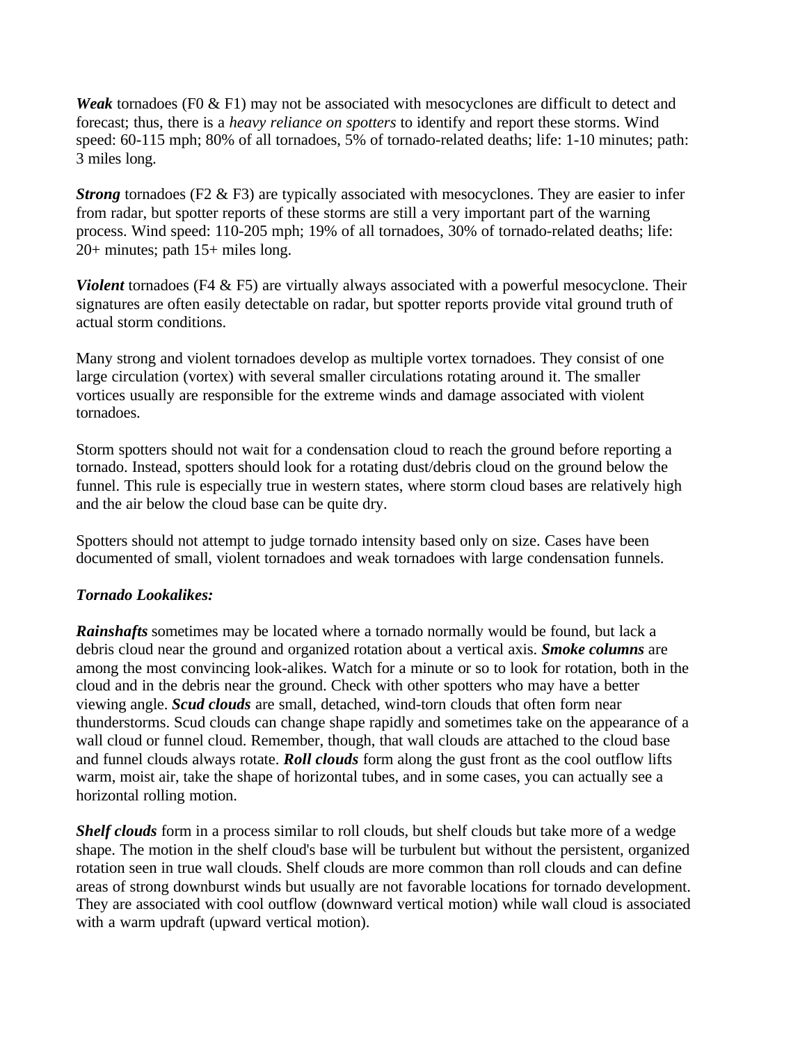***Weak*** tornadoes (F0 & F1) may not be associated with mesocyclones are difficult to detect and forecast; thus, there is a *heavy reliance on spotters* to identify and report these storms. Wind speed: 60-115 mph; 80% of all tornadoes, 5% of tornado-related deaths; life: 1-10 minutes; path: 3 miles long.

***Strong*** tornadoes (F2 & F3) are typically associated with mesocyclones. They are easier to infer from radar, but spotter reports of these storms are still a very important part of the warning process. Wind speed: 110-205 mph; 19% of all tornadoes, 30% of tornado-related deaths; life: 20+ minutes; path 15+ miles long.

***Violent*** tornadoes (F4 & F5) are virtually always associated with a powerful mesocyclone. Their signatures are often easily detectable on radar, but spotter reports provide vital ground truth of actual storm conditions.

Many strong and violent tornadoes develop as multiple vortex tornadoes. They consist of one large circulation (vortex) with several smaller circulations rotating around it. The smaller vortices usually are responsible for the extreme winds and damage associated with violent tornadoes.

Storm spotters should not wait for a condensation cloud to reach the ground before reporting a tornado. Instead, spotters should look for a rotating dust/debris cloud on the ground below the funnel. This rule is especially true in western states, where storm cloud bases are relatively high and the air below the cloud base can be quite dry.

Spotters should not attempt to judge tornado intensity based only on size. Cases have been documented of small, violent tornadoes and weak tornadoes with large condensation funnels.

***Tornado Lookalikes:***

***Rainshafts*** sometimes may be located where a tornado normally would be found, but lack a debris cloud near the ground and organized rotation about a vertical axis. ***Smoke columns*** are among the most convincing look-alikes. Watch for a minute or so to look for rotation, both in the cloud and in the debris near the ground. Check with other spotters who may have a better viewing angle. ***Scud clouds*** are small, detached, wind-torn clouds that often form near thunderstorms. Scud clouds can change shape rapidly and sometimes take on the appearance of a wall cloud or funnel cloud. Remember, though, that wall clouds are attached to the cloud base and funnel clouds always rotate. ***Roll clouds*** form along the gust front as the cool outflow lifts warm, moist air, take the shape of horizontal tubes, and in some cases, you can actually see a horizontal rolling motion.

***Shelf clouds*** form in a process similar to roll clouds, but shelf clouds but take more of a wedge shape. The motion in the shelf cloud's base will be turbulent but without the persistent, organized rotation seen in true wall clouds. Shelf clouds are more common than roll clouds and can define areas of strong downburst winds but usually are not favorable locations for tornado development. They are associated with cool outflow (downward vertical motion) while wall cloud is associated with a warm updraft (upward vertical motion).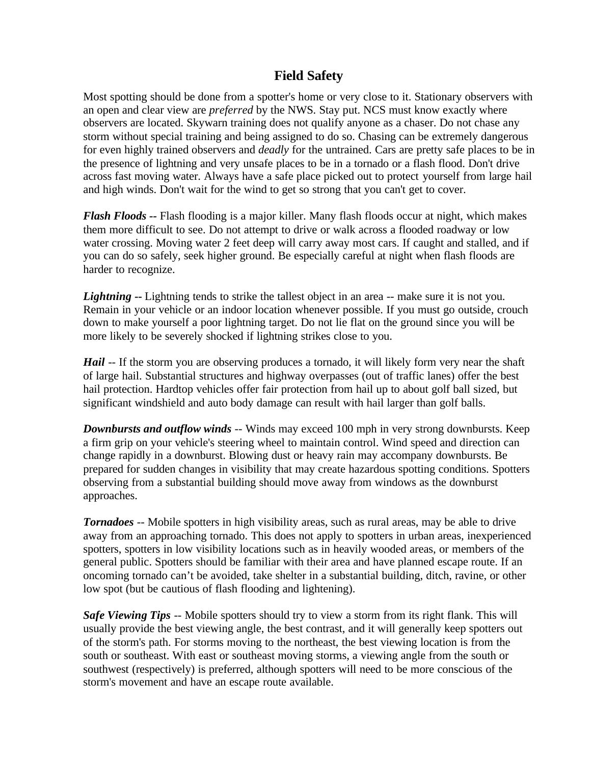# Field Safety

Most spotting should be done from a spotter's home or very close to it. Stationary observers with an open and clear view are *preferred* by the NWS. Stay put. NCS must know exactly where observers are located. Skywarn training does not qualify anyone as a chaser. Do not chase any storm without special training and being assigned to do so. Chasing can be extremely dangerous for even highly trained observers and *deadly* for the untrained. Cars are pretty safe places to be in the presence of lightning and very unsafe places to be in a tornado or a flash flood. Don't drive across fast moving water. Always have a safe place picked out to protect yourself from large hail and high winds. Don't wait for the wind to get so strong that you can't get to cover.

***Flash Floods*** **--** Flash flooding is a major killer. Many flash floods occur at night, which makes them more difficult to see. Do not attempt to drive or walk across a flooded roadway or low water crossing. Moving water 2 feet deep will carry away most cars. If caught and stalled, and if you can do so safely, seek higher ground. Be especially careful at night when flash floods are harder to recognize.

***Lightning*** **--** Lightning tends to strike the tallest object in an area -- make sure it is not you. Remain in your vehicle or an indoor location whenever possible. If you must go outside, crouch down to make yourself a poor lightning target. Do not lie flat on the ground since you will be more likely to be severely shocked if lightning strikes close to you.

***Hail*** -- If the storm you are observing produces a tornado, it will likely form very near the shaft of large hail. Substantial structures and highway overpasses (out of traffic lanes) offer the best hail protection. Hardtop vehicles offer fair protection from hail up to about golf ball sized, but significant windshield and auto body damage can result with hail larger than golf balls.

***Downbursts and outflow winds*** -- Winds may exceed 100 mph in very strong downbursts. Keep a firm grip on your vehicle's steering wheel to maintain control. Wind speed and direction can change rapidly in a downburst. Blowing dust or heavy rain may accompany downbursts. Be prepared for sudden changes in visibility that may create hazardous spotting conditions. Spotters observing from a substantial building should move away from windows as the downburst approaches.

***Tornadoes*** -- Mobile spotters in high visibility areas, such as rural areas, may be able to drive away from an approaching tornado. This does not apply to spotters in urban areas, inexperienced spotters, spotters in low visibility locations such as in heavily wooded areas, or members of the general public. Spotters should be familiar with their area and have planned escape route. If an oncoming tornado can't be avoided, take shelter in a substantial building, ditch, ravine, or other low spot (but be cautious of flash flooding and lightening).

***Safe Viewing Tips*** -- Mobile spotters should try to view a storm from its right flank. This will usually provide the best viewing angle, the best contrast, and it will generally keep spotters out of the storm's path. For storms moving to the northeast, the best viewing location is from the south or southeast. With east or southeast moving storms, a viewing angle from the south or southwest (respectively) is preferred, although spotters will need to be more conscious of the storm's movement and have an escape route available.